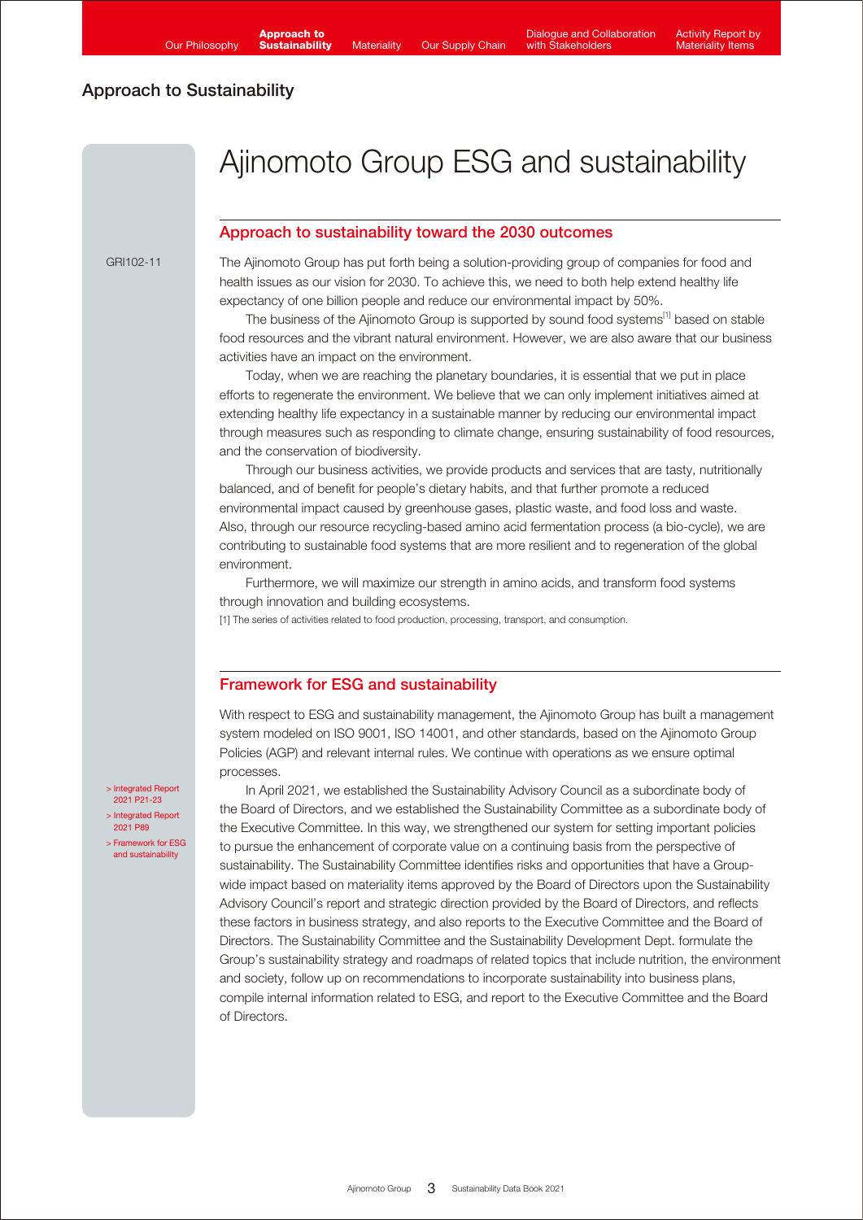## Approach to Sustainability

# Ajinomoto Group ESG and sustainability

## Approach to sustainability toward the 2030 outcomes

GRI102-11

The Ajinomoto Group has put forth being a solution-providing group of companies for food and health issues as our vision for 2030. To achieve this, we need to both help extend healthy life expectancy of one billion people and reduce our environmental impact by 50%.

The business of the Ajinomoto Group is supported by sound food systems[1] based on stable food resources and the vibrant natural environment. However, we are also aware that our business activities have an impact on the environment.

Today, when we are reaching the planetary boundaries, it is essential that we put in place efforts to regenerate the environment. We believe that we can only implement initiatives aimed at extending healthy life expectancy in a sustainable manner by reducing our environmental impact through measures such as responding to climate change, ensuring sustainability of food resources, and the conservation of biodiversity.

Through our business activities, we provide products and services that are tasty, nutritionally balanced, and of benefit for people's dietary habits, and that further promote a reduced environmental impact caused by greenhouse gases, plastic waste, and food loss and waste. Also, through our resource recycling-based amino acid fermentation process (a bio-cycle), we are contributing to sustainable food systems that are more resilient and to regeneration of the global environment.

Furthermore, we will maximize our strength in amino acids, and transform food systems through innovation and building ecosystems.

[1] The series of activities related to food production, processing, transport, and consumption.

## Framework for ESG and sustainability

> Integrated Report 2021 P21-23
> Integrated Report 2021 P89
> Framework for ESG and sustainability

With respect to ESG and sustainability management, the Ajinomoto Group has built a management system modeled on ISO 9001, ISO 14001, and other standards, based on the Ajinomoto Group Policies (AGP) and relevant internal rules. We continue with operations as we ensure optimal processes.

In April 2021, we established the Sustainability Advisory Council as a subordinate body of the Board of Directors, and we established the Sustainability Committee as a subordinate body of the Executive Committee. In this way, we strengthened our system for setting important policies to pursue the enhancement of corporate value on a continuing basis from the perspective of sustainability. The Sustainability Committee identifies risks and opportunities that have a Group-wide impact based on materiality items approved by the Board of Directors upon the Sustainability Advisory Council's report and strategic direction provided by the Board of Directors, and reflects these factors in business strategy, and also reports to the Executive Committee and the Board of Directors. The Sustainability Committee and the Sustainability Development Dept. formulate the Group's sustainability strategy and roadmaps of related topics that include nutrition, the environment and society, follow up on recommendations to incorporate sustainability into business plans, compile internal information related to ESG, and report to the Executive Committee and the Board of Directors.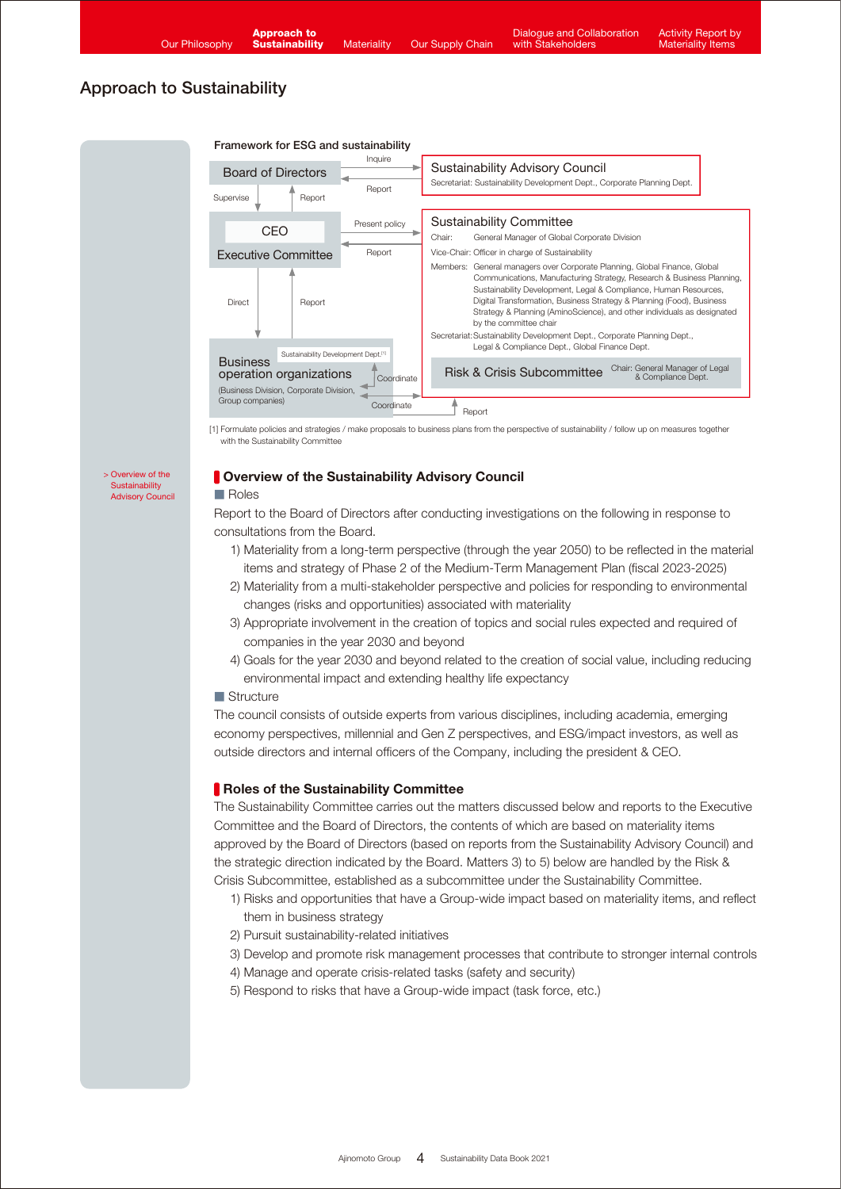# Approach to Sustainability

**Framework for ESG and sustainability**

Board of Directors
Inquire
Report
Sustainability Advisory Council
Secretariat: Sustainability Development Dept., Corporate Planning Dept.

Supervise
Report

CEO
Executive Committee
Present policy
Report

Sustainability Committee
Chair: General Manager of Global Corporate Division
Vice-Chair: Officer in charge of Sustainability
Members: General managers over Corporate Planning, Global Finance, Global Communications, Manufacturing Strategy, Research & Business Planning, Sustainability Development, Legal & Compliance, Human Resources, Digital Transformation, Business Strategy & Planning (Food), Business Strategy & Planning (AminoScience), and other individuals as designated by the committee chair
Secretariat: Sustainability Development Dept., Corporate Planning Dept., Legal & Compliance Dept., Global Finance Dept.

Direct
Report

Business operation organizations
(Business Division, Corporate Division, Group companies)
Sustainability Development Dept.[1]
Coordinate
Coordinate

Risk & Crisis Subcommittee
Chair: General Manager of Legal & Compliance Dept.
Report

[1] Formulate policies and strategies / make proposals to business plans from the perspective of sustainability / follow up on measures together with the Sustainability Committee

> Overview of the Sustainability Advisory Council

## Overview of the Sustainability Advisory Council

### Roles

Report to the Board of Directors after conducting investigations on the following in response to consultations from the Board.

1) Materiality from a long-term perspective (through the year 2050) to be reflected in the material items and strategy of Phase 2 of the Medium-Term Management Plan (fiscal 2023-2025)
2) Materiality from a multi-stakeholder perspective and policies for responding to environmental changes (risks and opportunities) associated with materiality
3) Appropriate involvement in the creation of topics and social rules expected and required of companies in the year 2030 and beyond
4) Goals for the year 2030 and beyond related to the creation of social value, including reducing environmental impact and extending healthy life expectancy

### Structure

The council consists of outside experts from various disciplines, including academia, emerging economy perspectives, millennial and Gen Z perspectives, and ESG/impact investors, as well as outside directors and internal officers of the Company, including the president & CEO.

## Roles of the Sustainability Committee

The Sustainability Committee carries out the matters discussed below and reports to the Executive Committee and the Board of Directors, the contents of which are based on materiality items approved by the Board of Directors (based on reports from the Sustainability Advisory Council) and the strategic direction indicated by the Board. Matters 3) to 5) below are handled by the Risk & Crisis Subcommittee, established as a subcommittee under the Sustainability Committee.

1) Risks and opportunities that have a Group-wide impact based on materiality items, and reflect them in business strategy
2) Pursuit sustainability-related initiatives
3) Develop and promote risk management processes that contribute to stronger internal controls
4) Manage and operate crisis-related tasks (safety and security)
5) Respond to risks that have a Group-wide impact (task force, etc.)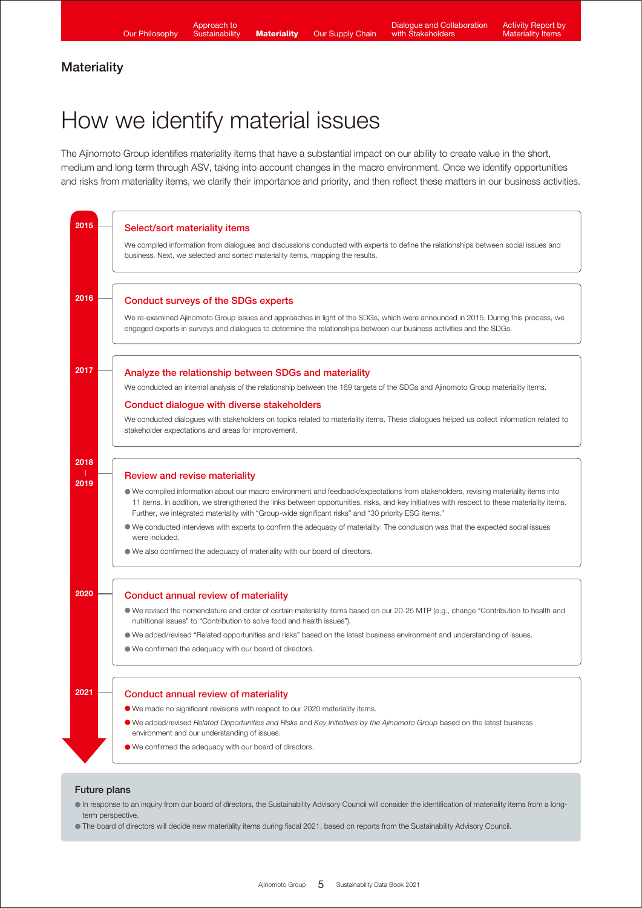## Materiality

# How we identify material issues

The Ajinomoto Group identifies materiality items that have a substantial impact on our ability to create value in the short, medium and long term through ASV, taking into account changes in the macro environment. Once we identify opportunities and risks from materiality items, we clarify their importance and priority, and then reflect these matters in our business activities.

**2015**

### Select/sort materiality items

We compiled information from dialogues and discussions conducted with experts to define the relationships between social issues and business. Next, we selected and sorted materiality items, mapping the results.

**2016**

### Conduct surveys of the SDGs experts

We re-examined Ajinomoto Group issues and approaches in light of the SDGs, which were announced in 2015. During this process, we engaged experts in surveys and dialogues to determine the relationships between our business activities and the SDGs.

**2017**

### Analyze the relationship between SDGs and materiality

We conducted an internal analysis of the relationship between the 169 targets of the SDGs and Ajinomoto Group materiality items.

### Conduct dialogue with diverse stakeholders

We conducted dialogues with stakeholders on topics related to materiality items. These dialogues helped us collect information related to stakeholder expectations and areas for improvement.

**2018 – 2019**

### Review and revise materiality

- We compiled information about our macro environment and feedback/expectations from stakeholders, revising materiality items into 11 items. In addition, we strengthened the links between opportunities, risks, and key initiatives with respect to these materiality items. Further, we integrated materiality with "Group-wide significant risks" and "30 priority ESG items."
- We conducted interviews with experts to confirm the adequacy of materiality. The conclusion was that the expected social issues were included.
- We also confirmed the adequacy of materiality with our board of directors.

**2020**

### Conduct annual review of materiality

- We revised the nomenclature and order of certain materiality items based on our 20-25 MTP (e.g., change "Contribution to health and nutritional issues" to "Contribution to solve food and health issues").
- We added/revised "Related opportunities and risks" based on the latest business environment and understanding of issues.
- We confirmed the adequacy with our board of directors.

**2021**

### Conduct annual review of materiality

- We made no significant revisions with respect to our 2020 materiality items.
- We added/revised *Related Opportunities and Risks* and *Key Initiatives by the Ajinomoto Group* based on the latest business environment and our understanding of issues.
- We confirmed the adequacy with our board of directors.

### Future plans

- In response to an inquiry from our board of directors, the Sustainability Advisory Council will consider the identification of materiality items from a long-term perspective.
- The board of directors will decide new materiality items during fiscal 2021, based on reports from the Sustainability Advisory Council.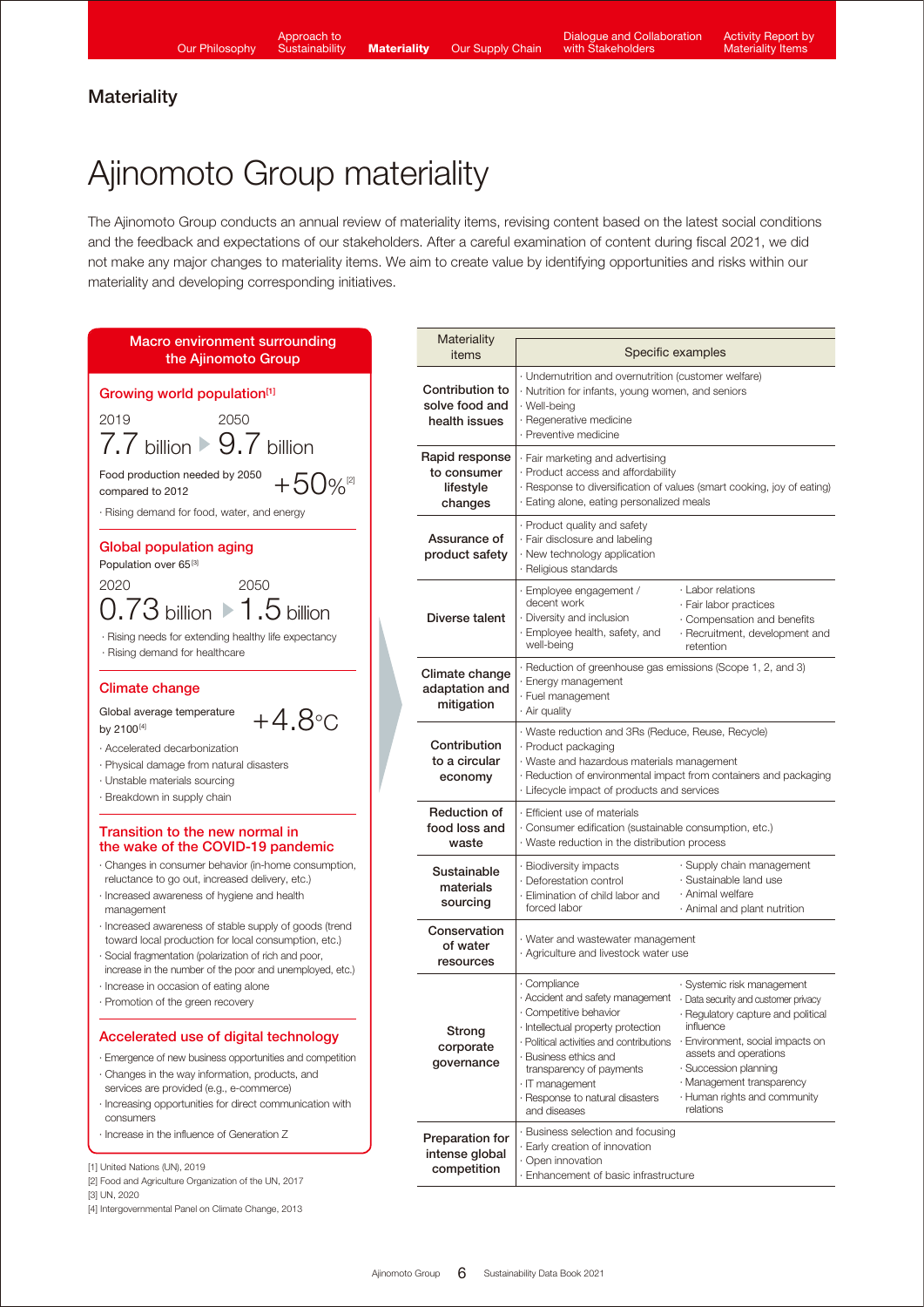## Materiality

# Ajinomoto Group materiality

The Ajinomoto Group conducts an annual review of materiality items, revising content based on the latest social conditions and the feedback and expectations of our stakeholders. After a careful examination of content during fiscal 2021, we did not make any major changes to materiality items. We aim to create value by identifying opportunities and risks within our materiality and developing corresponding initiatives.

### Macro environment surrounding the Ajinomoto Group

#### Growing world population[1]

2019 7.7 billion ▶ 2050 9.7 billion

Food production needed by 2050 compared to 2012: +50%[2]

- Rising demand for food, water, and energy

#### Global population aging

Population over 65[3]

2020 0.73 billion ▶ 2050 1.5 billion

- Rising needs for extending healthy life expectancy
- Rising demand for healthcare

#### Climate change

Global average temperature by 2100[4]: +4.8°C

- Accelerated decarbonization
- Physical damage from natural disasters
- Unstable materials sourcing
- Breakdown in supply chain

#### Transition to the new normal in the wake of the COVID-19 pandemic

- Changes in consumer behavior (in-home consumption, reluctance to go out, increased delivery, etc.)
- Increased awareness of hygiene and health management
- Increased awareness of stable supply of goods (trend toward local production for local consumption, etc.)
- Social fragmentation (polarization of rich and poor, increase in the number of the poor and unemployed, etc.)
- Increase in occasion of eating alone
- Promotion of the green recovery

#### Accelerated use of digital technology

- Emergence of new business opportunities and competition
- Changes in the way information, products, and services are provided (e.g., e-commerce)
- Increasing opportunities for direct communication with consumers
- Increase in the influence of Generation Z

[1] United Nations (UN), 2019
[2] Food and Agriculture Organization of the UN, 2017
[3] UN, 2020
[4] Intergovernmental Panel on Climate Change, 2013

| Materiality items | Specific examples |
|---|---|
| Contribution to solve food and health issues | · Undernutrition and overnutrition (customer welfare)<br>· Nutrition for infants, young women, and seniors<br>· Well-being<br>· Regenerative medicine<br>· Preventive medicine |
| Rapid response to consumer lifestyle changes | · Fair marketing and advertising<br>· Product access and affordability<br>· Response to diversification of values (smart cooking, joy of eating)<br>· Eating alone, eating personalized meals |
| Assurance of product safety | · Product quality and safety<br>· Fair disclosure and labeling<br>· New technology application<br>· Religious standards |
| Diverse talent | · Employee engagement / decent work<br>· Diversity and inclusion<br>· Employee health, safety, and well-being<br>· Labor relations<br>· Fair labor practices<br>· Compensation and benefits<br>· Recruitment, development and retention |
| Climate change adaptation and mitigation | · Reduction of greenhouse gas emissions (Scope 1, 2, and 3)<br>· Energy management<br>· Fuel management<br>· Air quality |
| Contribution to a circular economy | · Waste reduction and 3Rs (Reduce, Reuse, Recycle)<br>· Product packaging<br>· Waste and hazardous materials management<br>· Reduction of environmental impact from containers and packaging<br>· Lifecycle impact of products and services |
| Reduction of food loss and waste | · Efficient use of materials<br>· Consumer edification (sustainable consumption, etc.)<br>· Waste reduction in the distribution process |
| Sustainable materials sourcing | · Biodiversity impacts<br>· Deforestation control<br>· Elimination of child labor and forced labor<br>· Supply chain management<br>· Sustainable land use<br>· Animal welfare<br>· Animal and plant nutrition |
| Conservation of water resources | · Water and wastewater management<br>· Agriculture and livestock water use |
| Strong corporate governance | · Compliance<br>· Accident and safety management<br>· Competitive behavior<br>· Intellectual property protection<br>· Political activities and contributions<br>· Business ethics and transparency of payments<br>· IT management<br>· Response to natural disasters and diseases<br>· Systemic risk management<br>· Data security and customer privacy<br>· Regulatory capture and political influence<br>· Environment, social impacts on assets and operations<br>· Succession planning<br>· Management transparency<br>· Human rights and community relations |
| Preparation for intense global competition | · Business selection and focusing<br>· Early creation of innovation<br>· Open innovation<br>· Enhancement of basic infrastructure |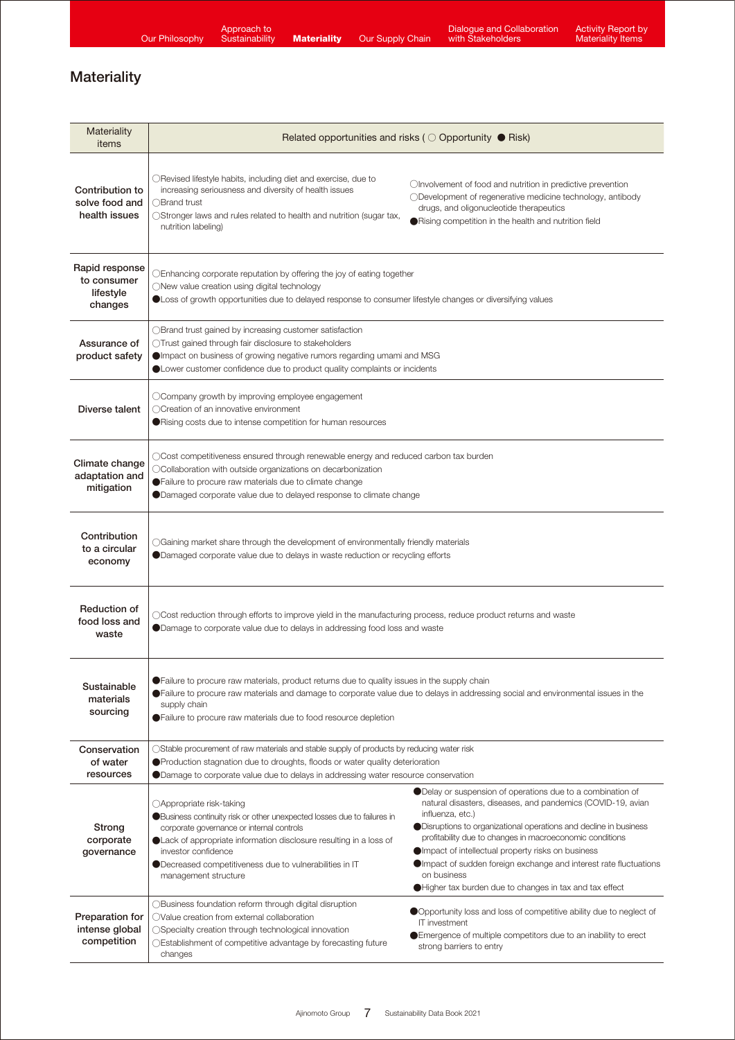# Materiality

| Materiality items | Related opportunities and risks ( ○ Opportunity ● Risk) |
|---|---|
| Contribution to solve food and health issues | ○Revised lifestyle habits, including diet and exercise, due to increasing seriousness and diversity of health issues<br>○Brand trust<br>○Stronger laws and rules related to health and nutrition (sugar tax, nutrition labeling)<br>○Involvement of food and nutrition in predictive prevention<br>○Development of regenerative medicine technology, antibody drugs, and oligonucleotide therapeutics<br>●Rising competition in the health and nutrition field |
| Rapid response to consumer lifestyle changes | ○Enhancing corporate reputation by offering the joy of eating together<br>○New value creation using digital technology<br>●Loss of growth opportunities due to delayed response to consumer lifestyle changes or diversifying values |
| Assurance of product safety | ○Brand trust gained by increasing customer satisfaction<br>○Trust gained through fair disclosure to stakeholders<br>●Impact on business of growing negative rumors regarding umami and MSG<br>●Lower customer confidence due to product quality complaints or incidents |
| Diverse talent | ○Company growth by improving employee engagement<br>○Creation of an innovative environment<br>●Rising costs due to intense competition for human resources |
| Climate change adaptation and mitigation | ○Cost competitiveness ensured through renewable energy and reduced carbon tax burden<br>○Collaboration with outside organizations on decarbonization<br>●Failure to procure raw materials due to climate change<br>●Damaged corporate value due to delayed response to climate change |
| Contribution to a circular economy | ○Gaining market share through the development of environmentally friendly materials<br>●Damaged corporate value due to delays in waste reduction or recycling efforts |
| Reduction of food loss and waste | ○Cost reduction through efforts to improve yield in the manufacturing process, reduce product returns and waste<br>●Damage to corporate value due to delays in addressing food loss and waste |
| Sustainable materials sourcing | ●Failure to procure raw materials, product returns due to quality issues in the supply chain<br>●Failure to procure raw materials and damage to corporate value due to delays in addressing social and environmental issues in the supply chain<br>●Failure to procure raw materials due to food resource depletion |
| Conservation of water resources | ○Stable procurement of raw materials and stable supply of products by reducing water risk<br>●Production stagnation due to droughts, floods or water quality deterioration<br>●Damage to corporate value due to delays in addressing water resource conservation |
| Strong corporate governance | ○Appropriate risk-taking<br>●Business continuity risk or other unexpected losses due to failures in corporate governance or internal controls<br>●Lack of appropriate information disclosure resulting in a loss of investor confidence<br>●Decreased competitiveness due to vulnerabilities in IT management structure<br>●Delay or suspension of operations due to a combination of natural disasters, diseases, and pandemics (COVID-19, avian influenza, etc.)<br>●Disruptions to organizational operations and decline in business profitability due to changes in macroeconomic conditions<br>●Impact of intellectual property risks on business<br>●Impact of sudden foreign exchange and interest rate fluctuations on business<br>●Higher tax burden due to changes in tax and tax effect |
| Preparation for intense global competition | ○Business foundation reform through digital disruption<br>○Value creation from external collaboration<br>○Specialty creation through technological innovation<br>○Establishment of competitive advantage by forecasting future changes<br>●Opportunity loss and loss of competitive ability due to neglect of IT investment<br>●Emergence of multiple competitors due to an inability to erect strong barriers to entry |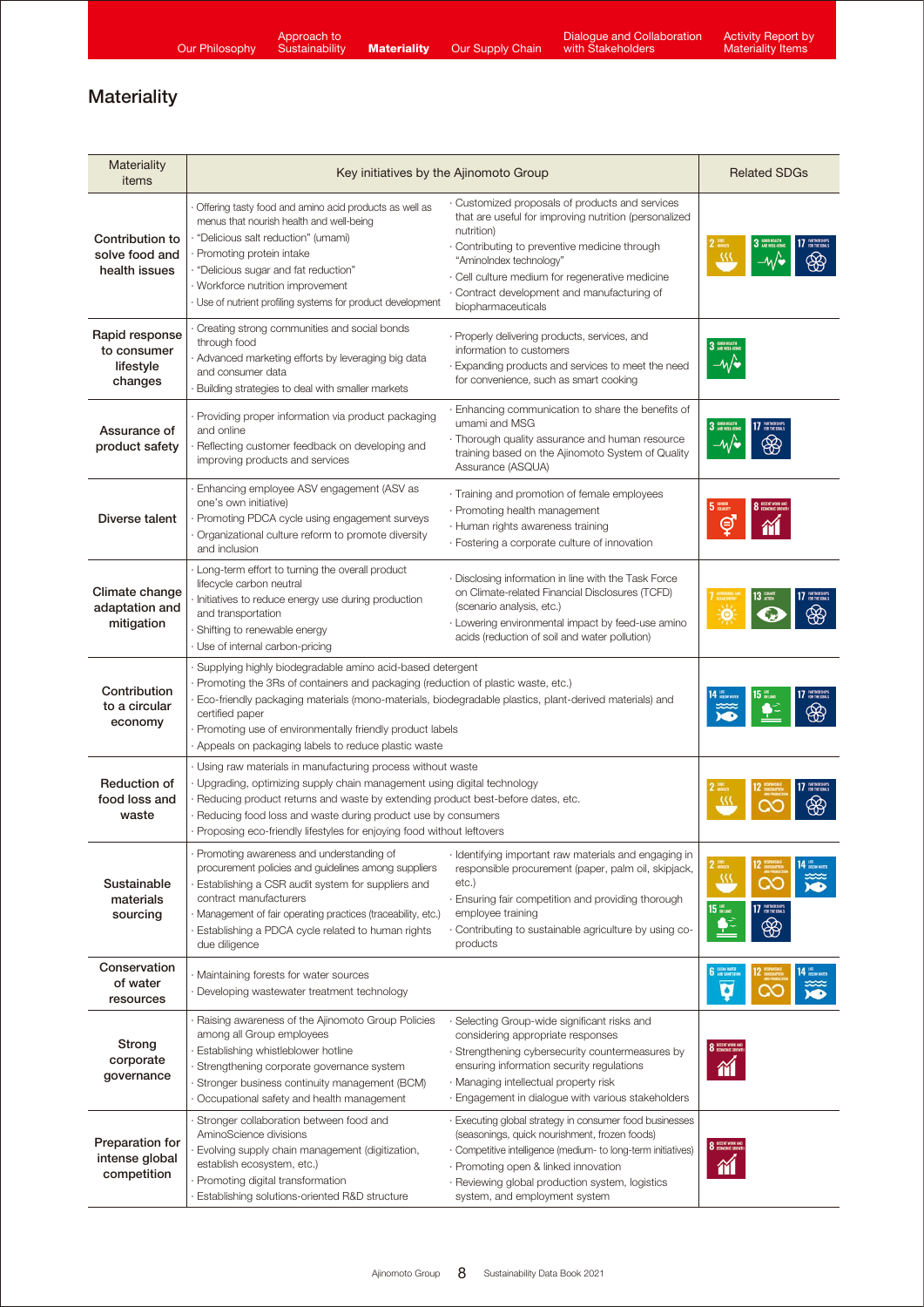# Materiality

| Materiality items | Key initiatives by the Ajinomoto Group | Related SDGs |
|---|---|---|
| Contribution to solve food and health issues | · Offering tasty food and amino acid products as well as menus that nourish health and well-being<br>· "Delicious salt reduction" (umami)<br>· Promoting protein intake<br>· "Delicious sugar and fat reduction"<br>· Workforce nutrition improvement<br>· Use of nutrient profiling systems for product development<br>· Customized proposals of products and services that are useful for improving nutrition (personalized nutrition)<br>· Contributing to preventive medicine through "AminoIndex technology"<br>· Cell culture medium for regenerative medicine<br>· Contract development and manufacturing of biopharmaceuticals | 2, 3, 17 |
| Rapid response to consumer lifestyle changes | · Creating strong communities and social bonds through food<br>· Advanced marketing efforts by leveraging big data and consumer data<br>· Building strategies to deal with smaller markets<br>· Properly delivering products, services, and information to customers<br>· Expanding products and services to meet the need for convenience, such as smart cooking | 3 |
| Assurance of product safety | · Providing proper information via product packaging and online<br>· Reflecting customer feedback on developing and improving products and services<br>· Enhancing communication to share the benefits of umami and MSG<br>· Thorough quality assurance and human resource training based on the Ajinomoto System of Quality Assurance (ASQUA) | 3, 17 |
| Diverse talent | · Enhancing employee ASV engagement (ASV as one's own initiative)<br>· Promoting PDCA cycle using engagement surveys<br>· Organizational culture reform to promote diversity and inclusion<br>· Training and promotion of female employees<br>· Promoting health management<br>· Human rights awareness training<br>· Fostering a corporate culture of innovation | 5, 8 |
| Climate change adaptation and mitigation | · Long-term effort to turning the overall product lifecycle carbon neutral<br>· Initiatives to reduce energy use during production and transportation<br>· Shifting to renewable energy<br>· Use of internal carbon-pricing<br>· Disclosing information in line with the Task Force on Climate-related Financial Disclosures (TCFD) (scenario analysis, etc.)<br>· Lowering environmental impact by feed-use amino acids (reduction of soil and water pollution) | 7, 13, 17 |
| Contribution to a circular economy | · Supplying highly biodegradable amino acid-based detergent<br>· Promoting the 3Rs of containers and packaging (reduction of plastic waste, etc.)<br>· Eco-friendly packaging materials (mono-materials, biodegradable plastics, plant-derived materials) and certified paper<br>· Promoting use of environmentally friendly product labels<br>· Appeals on packaging labels to reduce plastic waste | 14, 15, 17 |
| Reduction of food loss and waste | · Using raw materials in manufacturing process without waste<br>· Upgrading, optimizing supply chain management using digital technology<br>· Reducing product returns and waste by extending product best-before dates, etc.<br>· Reducing food loss and waste during product use by consumers<br>· Proposing eco-friendly lifestyles for enjoying food without leftovers | 2, 12, 17 |
| Sustainable materials sourcing | · Promoting awareness and understanding of procurement policies and guidelines among suppliers<br>· Establishing a CSR audit system for suppliers and contract manufacturers<br>· Management of fair operating practices (traceability, etc.)<br>· Establishing a PDCA cycle related to human rights due diligence<br>· Identifying important raw materials and engaging in responsible procurement (paper, palm oil, skipjack, etc.)<br>· Ensuring fair competition and providing thorough employee training<br>· Contributing to sustainable agriculture by using co-products | 2, 12, 14, 15, 17 |
| Conservation of water resources | · Maintaining forests for water sources<br>· Developing wastewater treatment technology | 6, 12, 14 |
| Strong corporate governance | · Raising awareness of the Ajinomoto Group Policies among all Group employees<br>· Establishing whistleblower hotline<br>· Strengthening corporate governance system<br>· Stronger business continuity management (BCM)<br>· Occupational safety and health management<br>· Selecting Group-wide significant risks and considering appropriate responses<br>· Strengthening cybersecurity countermeasures by ensuring information security regulations<br>· Managing intellectual property risk<br>· Engagement in dialogue with various stakeholders | 8 |
| Preparation for intense global competition | · Stronger collaboration between food and AminoScience divisions<br>· Evolving supply chain management (digitization, establish ecosystem, etc.)<br>· Promoting digital transformation<br>· Establishing solutions-oriented R&D structure<br>· Executing global strategy in consumer food businesses (seasonings, quick nourishment, frozen foods)<br>· Competitive intelligence (medium- to long-term initiatives)<br>· Promoting open & linked innovation<br>· Reviewing global production system, logistics system, and employment system | 8 |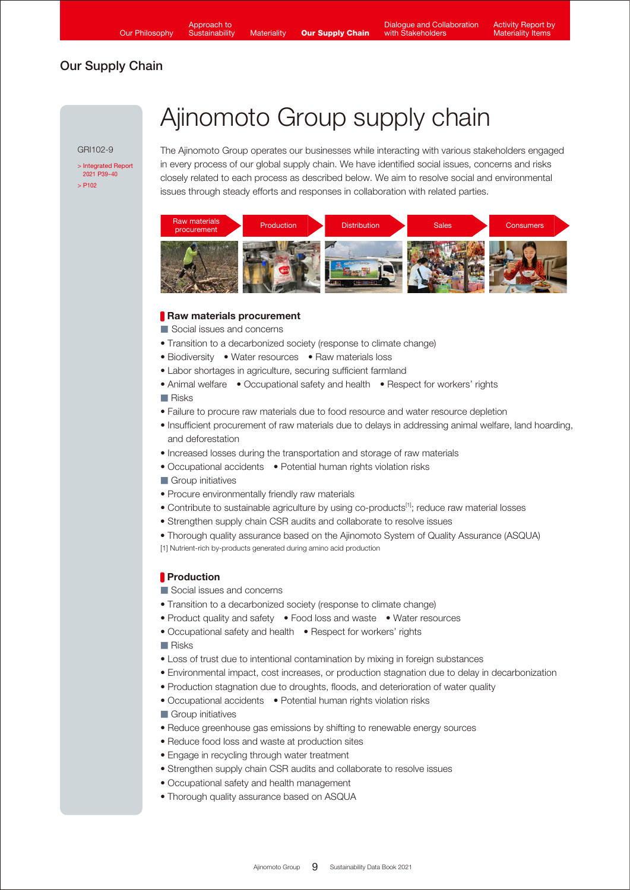## Our Supply Chain

GRI102-9

> Integrated Report 2021 P39–40
> P102

# Ajinomoto Group supply chain

The Ajinomoto Group operates our businesses while interacting with various stakeholders engaged in every process of our global supply chain. We have identified social issues, concerns and risks closely related to each process as described below. We aim to resolve social and environmental issues through steady efforts and responses in collaboration with related parties.

Raw materials procurement → Production → Distribution → Sales → Consumers

### Raw materials procurement

**Social issues and concerns**

- Transition to a decarbonized society (response to climate change)
- Biodiversity
- Water resources
- Raw materials loss
- Labor shortages in agriculture, securing sufficient farmland
- Animal welfare
- Occupational safety and health
- Respect for workers' rights

**Risks**

- Failure to procure raw materials due to food resource and water resource depletion
- Insufficient procurement of raw materials due to delays in addressing animal welfare, land hoarding, and deforestation
- Increased losses during the transportation and storage of raw materials
- Occupational accidents
- Potential human rights violation risks

**Group initiatives**

- Procure environmentally friendly raw materials
- Contribute to sustainable agriculture by using co-products[1]; reduce raw material losses
- Strengthen supply chain CSR audits and collaborate to resolve issues
- Thorough quality assurance based on the Ajinomoto System of Quality Assurance (ASQUA)

[1] Nutrient-rich by-products generated during amino acid production

### Production

**Social issues and concerns**

- Transition to a decarbonized society (response to climate change)
- Product quality and safety
- Food loss and waste
- Water resources
- Occupational safety and health
- Respect for workers' rights

**Risks**

- Loss of trust due to intentional contamination by mixing in foreign substances
- Environmental impact, cost increases, or production stagnation due to delay in decarbonization
- Production stagnation due to droughts, floods, and deterioration of water quality
- Occupational accidents
- Potential human rights violation risks

**Group initiatives**

- Reduce greenhouse gas emissions by shifting to renewable energy sources
- Reduce food loss and waste at production sites
- Engage in recycling through water treatment
- Strengthen supply chain CSR audits and collaborate to resolve issues
- Occupational safety and health management
- Thorough quality assurance based on ASQUA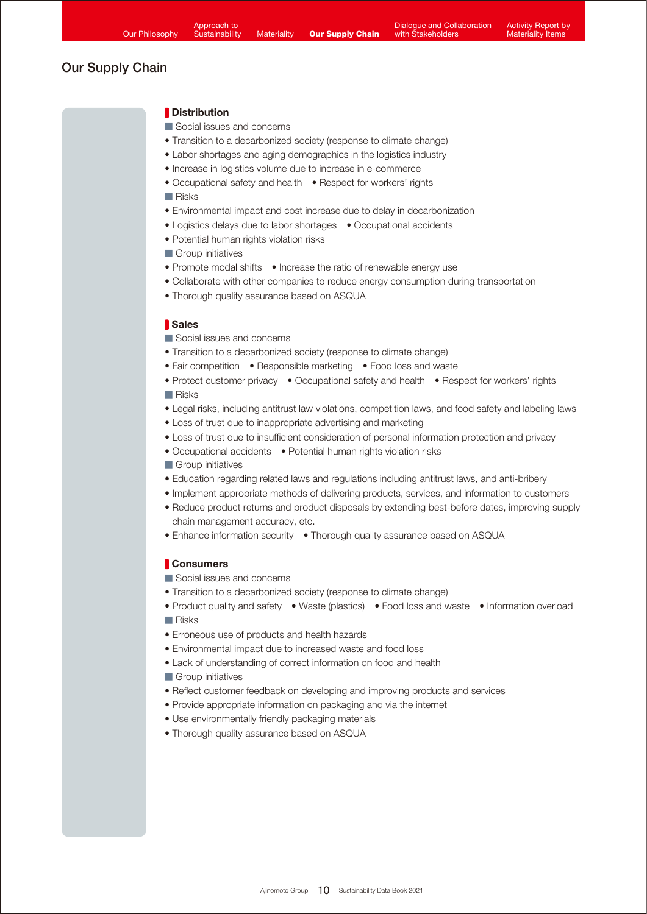# Our Supply Chain

## Distribution

**Social issues and concerns**

- Transition to a decarbonized society (response to climate change)
- Labor shortages and aging demographics in the logistics industry
- Increase in logistics volume due to increase in e-commerce
- Occupational safety and health
- Respect for workers' rights

**Risks**

- Environmental impact and cost increase due to delay in decarbonization
- Logistics delays due to labor shortages
- Occupational accidents
- Potential human rights violation risks

**Group initiatives**

- Promote modal shifts
- Increase the ratio of renewable energy use
- Collaborate with other companies to reduce energy consumption during transportation
- Thorough quality assurance based on ASQUA

## Sales

**Social issues and concerns**

- Transition to a decarbonized society (response to climate change)
- Fair competition
- Responsible marketing
- Food loss and waste
- Protect customer privacy
- Occupational safety and health
- Respect for workers' rights

**Risks**

- Legal risks, including antitrust law violations, competition laws, and food safety and labeling laws
- Loss of trust due to inappropriate advertising and marketing
- Loss of trust due to insufficient consideration of personal information protection and privacy
- Occupational accidents
- Potential human rights violation risks

**Group initiatives**

- Education regarding related laws and regulations including antitrust laws, and anti-bribery
- Implement appropriate methods of delivering products, services, and information to customers
- Reduce product returns and product disposals by extending best-before dates, improving supply chain management accuracy, etc.
- Enhance information security
- Thorough quality assurance based on ASQUA

## Consumers

**Social issues and concerns**

- Transition to a decarbonized society (response to climate change)
- Product quality and safety
- Waste (plastics)
- Food loss and waste
- Information overload

**Risks**

- Erroneous use of products and health hazards
- Environmental impact due to increased waste and food loss
- Lack of understanding of correct information on food and health

**Group initiatives**

- Reflect customer feedback on developing and improving products and services
- Provide appropriate information on packaging and via the internet
- Use environmentally friendly packaging materials
- Thorough quality assurance based on ASQUA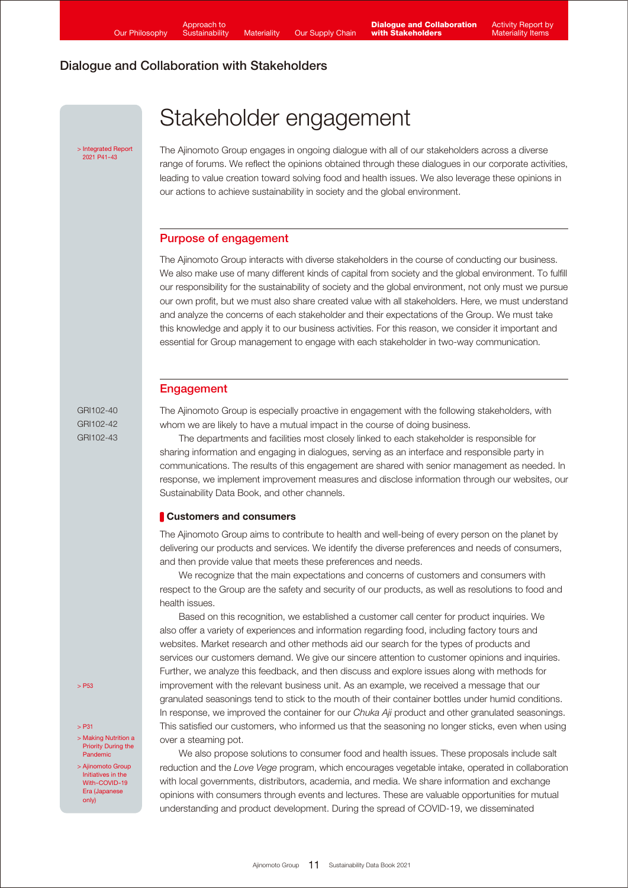## Dialogue and Collaboration with Stakeholders

# Stakeholder engagement

> Integrated Report 2021 P41–43

The Ajinomoto Group engages in ongoing dialogue with all of our stakeholders across a diverse range of forums. We reflect the opinions obtained through these dialogues in our corporate activities, leading to value creation toward solving food and health issues. We also leverage these opinions in our actions to achieve sustainability in society and the global environment.

## Purpose of engagement

The Ajinomoto Group interacts with diverse stakeholders in the course of conducting our business. We also make use of many different kinds of capital from society and the global environment. To fulfill our responsibility for the sustainability of society and the global environment, not only must we pursue our own profit, but we must also share created value with all stakeholders. Here, we must understand and analyze the concerns of each stakeholder and their expectations of the Group. We must take this knowledge and apply it to our business activities. For this reason, we consider it important and essential for Group management to engage with each stakeholder in two-way communication.

## Engagement

GRI102-40
GRI102-42
GRI102-43

The Ajinomoto Group is especially proactive in engagement with the following stakeholders, with whom we are likely to have a mutual impact in the course of doing business.

The departments and facilities most closely linked to each stakeholder is responsible for sharing information and engaging in dialogues, serving as an interface and responsible party in communications. The results of this engagement are shared with senior management as needed. In response, we implement improvement measures and disclose information through our websites, our Sustainability Data Book, and other channels.

### Customers and consumers

The Ajinomoto Group aims to contribute to health and well-being of every person on the planet by delivering our products and services. We identify the diverse preferences and needs of consumers, and then provide value that meets these preferences and needs.

We recognize that the main expectations and concerns of customers and consumers with respect to the Group are the safety and security of our products, as well as resolutions to food and health issues.

Based on this recognition, we established a customer call center for product inquiries. We also offer a variety of experiences and information regarding food, including factory tours and websites. Market research and other methods aid our search for the types of products and services our customers demand. We give our sincere attention to customer opinions and inquiries. Further, we analyze this feedback, and then discuss and explore issues along with methods for improvement with the relevant business unit. As an example, we received a message that our granulated seasonings tend to stick to the mouth of their container bottles under humid conditions. In response, we improved the container for our *Chuka Aji* product and other granulated seasonings. This satisfied our customers, who informed us that the seasoning no longer sticks, even when using over a steaming pot.

> P53

We also propose solutions to consumer food and health issues. These proposals include salt reduction and the *Love Vege* program, which encourages vegetable intake, operated in collaboration with local governments, distributors, academia, and media. We share information and exchange opinions with consumers through events and lectures. These are valuable opportunities for mutual understanding and product development. During the spread of COVID-19, we disseminated

> P31
> Making Nutrition a Priority During the Pandemic
> Ajinomoto Group Initiatives in the With-COVID-19 Era (Japanese only)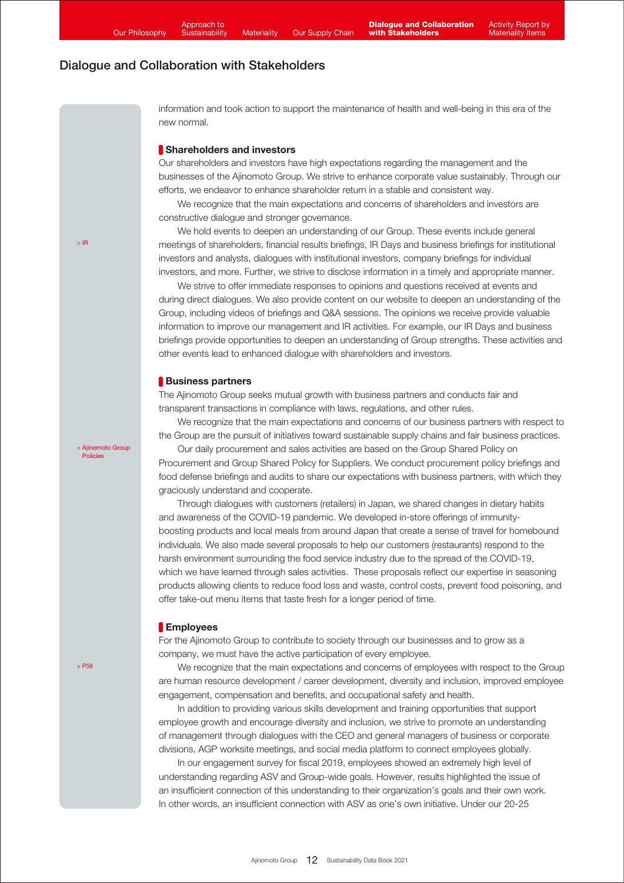## Dialogue and Collaboration with Stakeholders

information and took action to support the maintenance of health and well-being in this era of the new normal.

### Shareholders and investors

Our shareholders and investors have high expectations regarding the management and the businesses of the Ajinomoto Group. We strive to enhance corporate value sustainably. Through our efforts, we endeavor to enhance shareholder return in a stable and consistent way.

We recognize that the main expectations and concerns of shareholders and investors are constructive dialogue and stronger governance.

> IR

We hold events to deepen an understanding of our Group. These events include general meetings of shareholders, financial results briefings, IR Days and business briefings for institutional investors and analysts, dialogues with institutional investors, company briefings for individual investors, and more. Further, we strive to disclose information in a timely and appropriate manner.

We strive to offer immediate responses to opinions and questions received at events and during direct dialogues. We also provide content on our website to deepen an understanding of the Group, including videos of briefings and Q&A sessions. The opinions we receive provide valuable information to improve our management and IR activities. For example, our IR Days and business briefings provide opportunities to deepen an understanding of Group strengths. These activities and other events lead to enhanced dialogue with shareholders and investors.

### Business partners

The Ajinomoto Group seeks mutual growth with business partners and conducts fair and transparent transactions in compliance with laws, regulations, and other rules.

We recognize that the main expectations and concerns of our business partners with respect to the Group are the pursuit of initiatives toward sustainable supply chains and fair business practices.

> Ajinomoto Group Policies

Our daily procurement and sales activities are based on the Group Shared Policy on Procurement and Group Shared Policy for Suppliers. We conduct procurement policy briefings and food defense briefings and audits to share our expectations with business partners, with which they graciously understand and cooperate.

Through dialogues with customers (retailers) in Japan, we shared changes in dietary habits and awareness of the COVID-19 pandemic. We developed in-store offerings of immunity-boosting products and local meals from around Japan that create a sense of travel for homebound individuals. We also made several proposals to help our customers (restaurants) respond to the harsh environment surrounding the food service industry due to the spread of the COVID-19, which we have learned through sales activities. These proposals reflect our expertise in seasoning products allowing clients to reduce food loss and waste, control costs, prevent food poisoning, and offer take-out menu items that taste fresh for a longer period of time.

### Employees

For the Ajinomoto Group to contribute to society through our businesses and to grow as a company, we must have the active participation of every employee.

> P59

We recognize that the main expectations and concerns of employees with respect to the Group are human resource development / career development, diversity and inclusion, improved employee engagement, compensation and benefits, and occupational safety and health.

In addition to providing various skills development and training opportunities that support employee growth and encourage diversity and inclusion, we strive to promote an understanding of management through dialogues with the CEO and general managers of business or corporate divisions, AGP worksite meetings, and social media platform to connect employees globally.

In our engagement survey for fiscal 2019, employees showed an extremely high level of understanding regarding ASV and Group-wide goals. However, results highlighted the issue of an insufficient connection of this understanding to their organization's goals and their own work. In other words, an insufficient connection with ASV as one's own initiative. Under our 20-25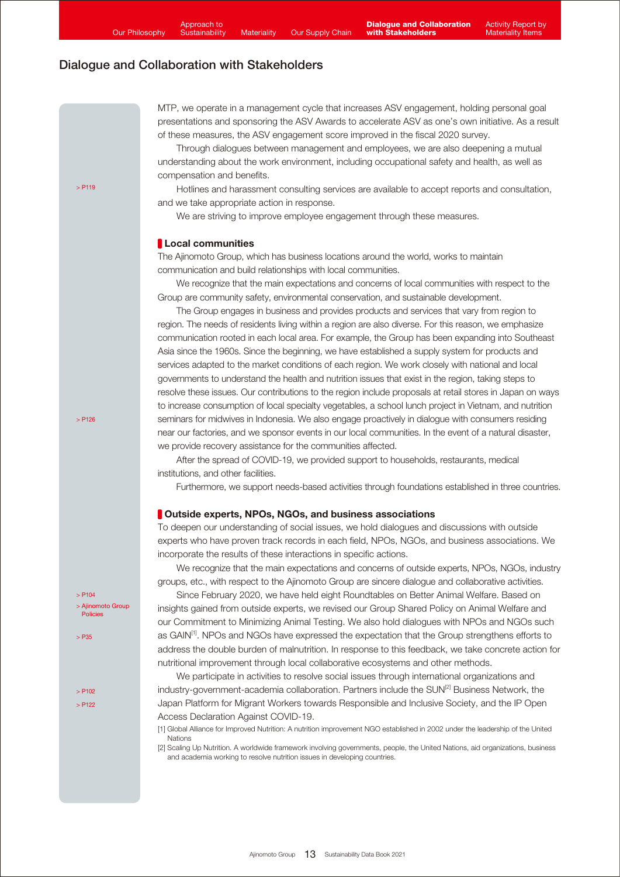## Dialogue and Collaboration with Stakeholders

MTP, we operate in a management cycle that increases ASV engagement, holding personal goal presentations and sponsoring the ASV Awards to accelerate ASV as one's own initiative. As a result of these measures, the ASV engagement score improved in the fiscal 2020 survey.

Through dialogues between management and employees, we are also deepening a mutual understanding about the work environment, including occupational safety and health, as well as compensation and benefits.

> P119

Hotlines and harassment consulting services are available to accept reports and consultation, and we take appropriate action in response.

We are striving to improve employee engagement through these measures.

### Local communities

The Ajinomoto Group, which has business locations around the world, works to maintain communication and build relationships with local communities.

We recognize that the main expectations and concerns of local communities with respect to the Group are community safety, environmental conservation, and sustainable development.

The Group engages in business and provides products and services that vary from region to region. The needs of residents living within a region are also diverse. For this reason, we emphasize communication rooted in each local area. For example, the Group has been expanding into Southeast Asia since the 1960s. Since the beginning, we have established a supply system for products and services adapted to the market conditions of each region. We work closely with national and local governments to understand the health and nutrition issues that exist in the region, taking steps to resolve these issues. Our contributions to the region include proposals at retail stores in Japan on ways to increase consumption of local specialty vegetables, a school lunch project in Vietnam, and nutrition seminars for midwives in Indonesia. We also engage proactively in dialogue with consumers residing near our factories, and we sponsor events in our local communities. In the event of a natural disaster, we provide recovery assistance for the communities affected.

> P126

After the spread of COVID-19, we provided support to households, restaurants, medical institutions, and other facilities.

Furthermore, we support needs-based activities through foundations established in three countries.

### Outside experts, NPOs, NGOs, and business associations

To deepen our understanding of social issues, we hold dialogues and discussions with outside experts who have proven track records in each field, NPOs, NGOs, and business associations. We incorporate the results of these interactions in specific actions.

We recognize that the main expectations and concerns of outside experts, NPOs, NGOs, industry groups, etc., with respect to the Ajinomoto Group are sincere dialogue and collaborative activities.

> P104
> Ajinomoto Group Policies

Since February 2020, we have held eight Roundtables on Better Animal Welfare. Based on insights gained from outside experts, we revised our Group Shared Policy on Animal Welfare and our Commitment to Minimizing Animal Testing. We also hold dialogues with NPOs and NGOs such as GAIN[1]. NPOs and NGOs have expressed the expectation that the Group strengthens efforts to address the double burden of malnutrition. In response to this feedback, we take concrete action for nutritional improvement through local collaborative ecosystems and other methods.

> P35

We participate in activities to resolve social issues through international organizations and industry-government-academia collaboration. Partners include the SUN[2] Business Network, the Japan Platform for Migrant Workers towards Responsible and Inclusive Society, and the IP Open Access Declaration Against COVID-19.

> P102
> P122

[1] Global Alliance for Improved Nutrition: A nutrition improvement NGO established in 2002 under the leadership of the United Nations

[2] Scaling Up Nutrition. A worldwide framework involving governments, people, the United Nations, aid organizations, business and academia working to resolve nutrition issues in developing countries.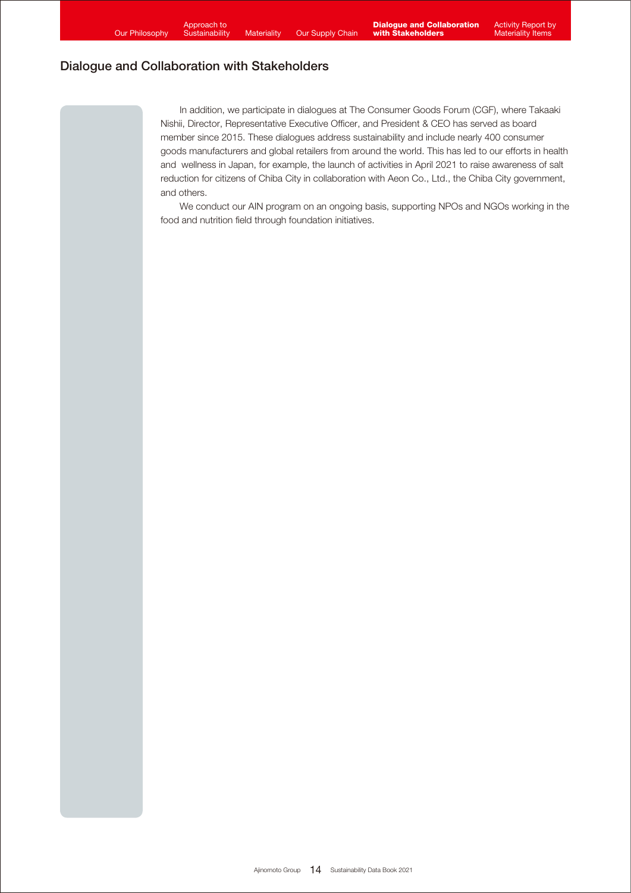## Dialogue and Collaboration with Stakeholders

In addition, we participate in dialogues at The Consumer Goods Forum (CGF), where Takaaki Nishii, Director, Representative Executive Officer, and President & CEO has served as board member since 2015. These dialogues address sustainability and include nearly 400 consumer goods manufacturers and global retailers from around the world. This has led to our efforts in health and wellness in Japan, for example, the launch of activities in April 2021 to raise awareness of salt reduction for citizens of Chiba City in collaboration with Aeon Co., Ltd., the Chiba City government, and others.

We conduct our AIN program on an ongoing basis, supporting NPOs and NGOs working in the food and nutrition field through foundation initiatives.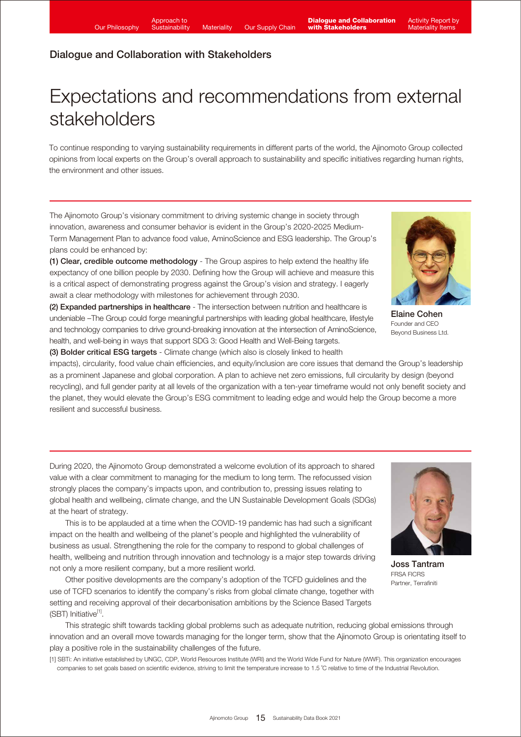## Dialogue and Collaboration with Stakeholders

# Expectations and recommendations from external stakeholders

To continue responding to varying sustainability requirements in different parts of the world, the Ajinomoto Group collected opinions from local experts on the Group's overall approach to sustainability and specific initiatives regarding human rights, the environment and other issues.

---

The Ajinomoto Group's visionary commitment to driving systemic change in society through innovation, awareness and consumer behavior is evident in the Group's 2020-2025 Medium-Term Management Plan to advance food value, AminoScience and ESG leadership. The Group's plans could be enhanced by:

**(1) Clear, credible outcome methodology** - The Group aspires to help extend the healthy life expectancy of one billion people by 2030. Defining how the Group will achieve and measure this is a critical aspect of demonstrating progress against the Group's vision and strategy. I eagerly await a clear methodology with milestones for achievement through 2030.

**(2) Expanded partnerships in healthcare** - The intersection between nutrition and healthcare is undeniable –The Group could forge meaningful partnerships with leading global healthcare, lifestyle and technology companies to drive ground-breaking innovation at the intersection of AminoScience, health, and well-being in ways that support SDG 3: Good Health and Well-Being targets.

**(3) Bolder critical ESG targets** - Climate change (which also is closely linked to health impacts), circularity, food value chain efficiencies, and equity/inclusion are core issues that demand the Group's leadership as a prominent Japanese and global corporation. A plan to achieve net zero emissions, full circularity by design (beyond recycling), and full gender parity at all levels of the organization with a ten-year timeframe would not only benefit society and the planet, they would elevate the Group's ESG commitment to leading edge and would help the Group become a more resilient and successful business.

**Elaine Cohen**
Founder and CEO
Beyond Business Ltd.

---

During 2020, the Ajinomoto Group demonstrated a welcome evolution of its approach to shared value with a clear commitment to managing for the medium to long term. The refocussed vision strongly places the company's impacts upon, and contribution to, pressing issues relating to global health and wellbeing, climate change, and the UN Sustainable Development Goals (SDGs) at the heart of strategy.

This is to be applauded at a time when the COVID-19 pandemic has had such a significant impact on the health and wellbeing of the planet's people and highlighted the vulnerability of business as usual. Strengthening the role for the company to respond to global challenges of health, wellbeing and nutrition through innovation and technology is a major step towards driving not only a more resilient company, but a more resilient world.

Other positive developments are the company's adoption of the TCFD guidelines and the use of TCFD scenarios to identify the company's risks from global climate change, together with setting and receiving approval of their decarbonisation ambitions by the Science Based Targets (SBT) Initiative[1].

This strategic shift towards tackling global problems such as adequate nutrition, reducing global emissions through innovation and an overall move towards managing for the longer term, show that the Ajinomoto Group is orientating itself to play a positive role in the sustainability challenges of the future.

**Joss Tantram**
FRSA FICRS
Partner, Terrafiniti

[1] SBTi: An initiative established by UNGC, CDP, World Resources Institute (WRI) and the World Wide Fund for Nature (WWF). This organization encourages companies to set goals based on scientific evidence, striving to limit the temperature increase to 1.5 ℃ relative to time of the Industrial Revolution.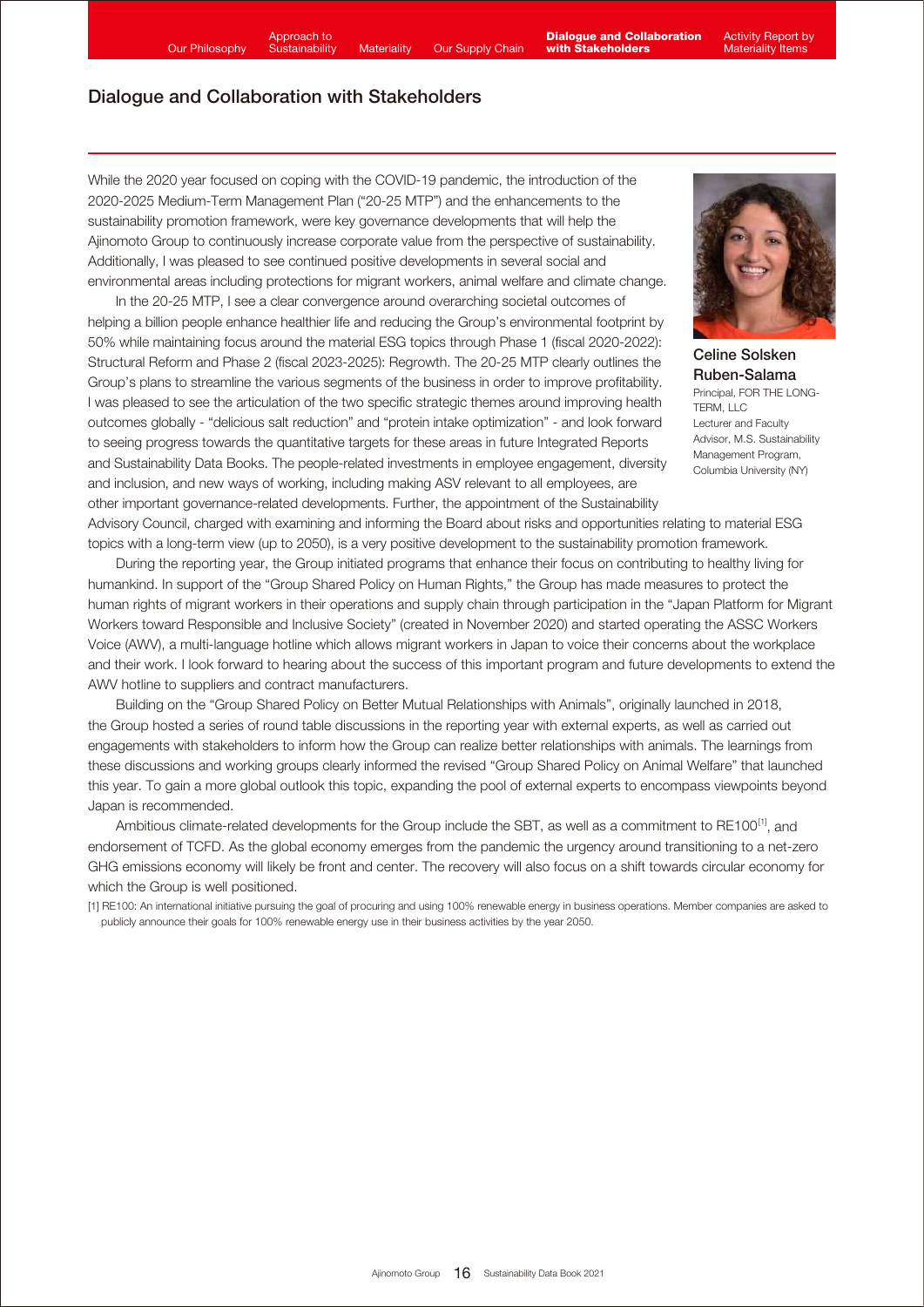## Dialogue and Collaboration with Stakeholders

While the 2020 year focused on coping with the COVID-19 pandemic, the introduction of the 2020-2025 Medium-Term Management Plan ("20-25 MTP") and the enhancements to the sustainability promotion framework, were key governance developments that will help the Ajinomoto Group to continuously increase corporate value from the perspective of sustainability. Additionally, I was pleased to see continued positive developments in several social and environmental areas including protections for migrant workers, animal welfare and climate change.

**Celine Solsken Ruben-Salama**
Principal, FOR THE LONG-TERM, LLC
Lecturer and Faculty Advisor, M.S. Sustainability Management Program, Columbia University (NY)

In the 20-25 MTP, I see a clear convergence around overarching societal outcomes of helping a billion people enhance healthier life and reducing the Group's environmental footprint by 50% while maintaining focus around the material ESG topics through Phase 1 (fiscal 2020-2022): Structural Reform and Phase 2 (fiscal 2023-2025): Regrowth. The 20-25 MTP clearly outlines the Group's plans to streamline the various segments of the business in order to improve profitability. I was pleased to see the articulation of the two specific strategic themes around improving health outcomes globally - "delicious salt reduction" and "protein intake optimization" - and look forward to seeing progress towards the quantitative targets for these areas in future Integrated Reports and Sustainability Data Books. The people-related investments in employee engagement, diversity and inclusion, and new ways of working, including making ASV relevant to all employees, are other important governance-related developments. Further, the appointment of the Sustainability Advisory Council, charged with examining and informing the Board about risks and opportunities relating to material ESG topics with a long-term view (up to 2050), is a very positive development to the sustainability promotion framework.

During the reporting year, the Group initiated programs that enhance their focus on contributing to healthy living for humankind. In support of the "Group Shared Policy on Human Rights," the Group has made measures to protect the human rights of migrant workers in their operations and supply chain through participation in the "Japan Platform for Migrant Workers toward Responsible and Inclusive Society" (created in November 2020) and started operating the ASSC Workers Voice (AWV), a multi-language hotline which allows migrant workers in Japan to voice their concerns about the workplace and their work. I look forward to hearing about the success of this important program and future developments to extend the AWV hotline to suppliers and contract manufacturers.

Building on the "Group Shared Policy on Better Mutual Relationships with Animals", originally launched in 2018, the Group hosted a series of round table discussions in the reporting year with external experts, as well as carried out engagements with stakeholders to inform how the Group can realize better relationships with animals. The learnings from these discussions and working groups clearly informed the revised "Group Shared Policy on Animal Welfare" that launched this year. To gain a more global outlook this topic, expanding the pool of external experts to encompass viewpoints beyond Japan is recommended.

Ambitious climate-related developments for the Group include the SBT, as well as a commitment to RE100[1], and endorsement of TCFD. As the global economy emerges from the pandemic the urgency around transitioning to a net-zero GHG emissions economy will likely be front and center. The recovery will also focus on a shift towards circular economy for which the Group is well positioned.

[1] RE100: An international initiative pursuing the goal of procuring and using 100% renewable energy in business operations. Member companies are asked to publicly announce their goals for 100% renewable energy use in their business activities by the year 2050.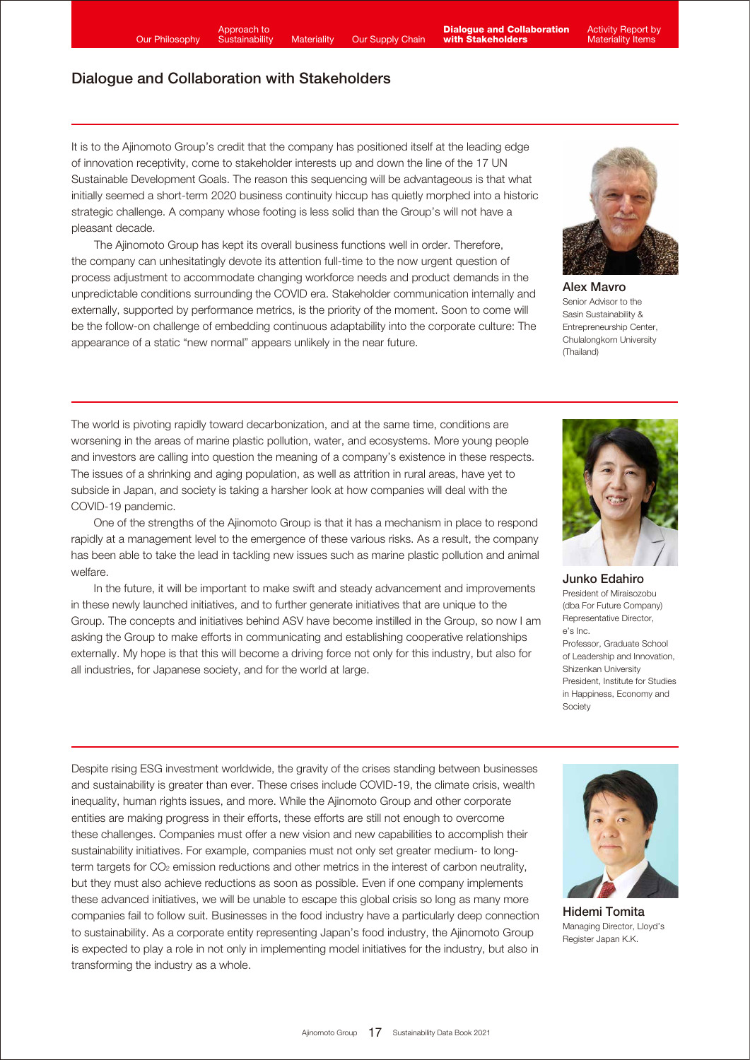## Dialogue and Collaboration with Stakeholders

It is to the Ajinomoto Group's credit that the company has positioned itself at the leading edge of innovation receptivity, come to stakeholder interests up and down the line of the 17 UN Sustainable Development Goals. The reason this sequencing will be advantageous is that what initially seemed a short-term 2020 business continuity hiccup has quietly morphed into a historic strategic challenge. A company whose footing is less solid than the Group's will not have a pleasant decade.

The Ajinomoto Group has kept its overall business functions well in order. Therefore, the company can unhesitatingly devote its attention full-time to the now urgent question of process adjustment to accommodate changing workforce needs and product demands in the unpredictable conditions surrounding the COVID era. Stakeholder communication internally and externally, supported by performance metrics, is the priority of the moment. Soon to come will be the follow-on challenge of embedding continuous adaptability into the corporate culture: The appearance of a static "new normal" appears unlikely in the near future.

**Alex Mavro**
Senior Advisor to the Sasin Sustainability & Entrepreneurship Center, Chulalongkorn University (Thailand)

---

The world is pivoting rapidly toward decarbonization, and at the same time, conditions are worsening in the areas of marine plastic pollution, water, and ecosystems. More young people and investors are calling into question the meaning of a company's existence in these respects. The issues of a shrinking and aging population, as well as attrition in rural areas, have yet to subside in Japan, and society is taking a harsher look at how companies will deal with the COVID-19 pandemic.

One of the strengths of the Ajinomoto Group is that it has a mechanism in place to respond rapidly at a management level to the emergence of these various risks. As a result, the company has been able to take the lead in tackling new issues such as marine plastic pollution and animal welfare.

In the future, it will be important to make swift and steady advancement and improvements in these newly launched initiatives, and to further generate initiatives that are unique to the Group. The concepts and initiatives behind ASV have become instilled in the Group, so now I am asking the Group to make efforts in communicating and establishing cooperative relationships externally. My hope is that this will become a driving force not only for this industry, but also for all industries, for Japanese society, and for the world at large.

**Junko Edahiro**
President of Miraisozobu (dba For Future Company)
Representative Director, e's Inc.
Professor, Graduate School of Leadership and Innovation, Shizenkan University
President, Institute for Studies in Happiness, Economy and Society

---

Despite rising ESG investment worldwide, the gravity of the crises standing between businesses and sustainability is greater than ever. These crises include COVID-19, the climate crisis, wealth inequality, human rights issues, and more. While the Ajinomoto Group and other corporate entities are making progress in their efforts, these efforts are still not enough to overcome these challenges. Companies must offer a new vision and new capabilities to accomplish their sustainability initiatives. For example, companies must not only set greater medium- to long-term targets for $CO_2$ emission reductions and other metrics in the interest of carbon neutrality, but they must also achieve reductions as soon as possible. Even if one company implements these advanced initiatives, we will be unable to escape this global crisis so long as many more companies fail to follow suit. Businesses in the food industry have a particularly deep connection to sustainability. As a corporate entity representing Japan's food industry, the Ajinomoto Group is expected to play a role in not only in implementing model initiatives for the industry, but also in transforming the industry as a whole.

**Hidemi Tomita**
Managing Director, Lloyd's Register Japan K.K.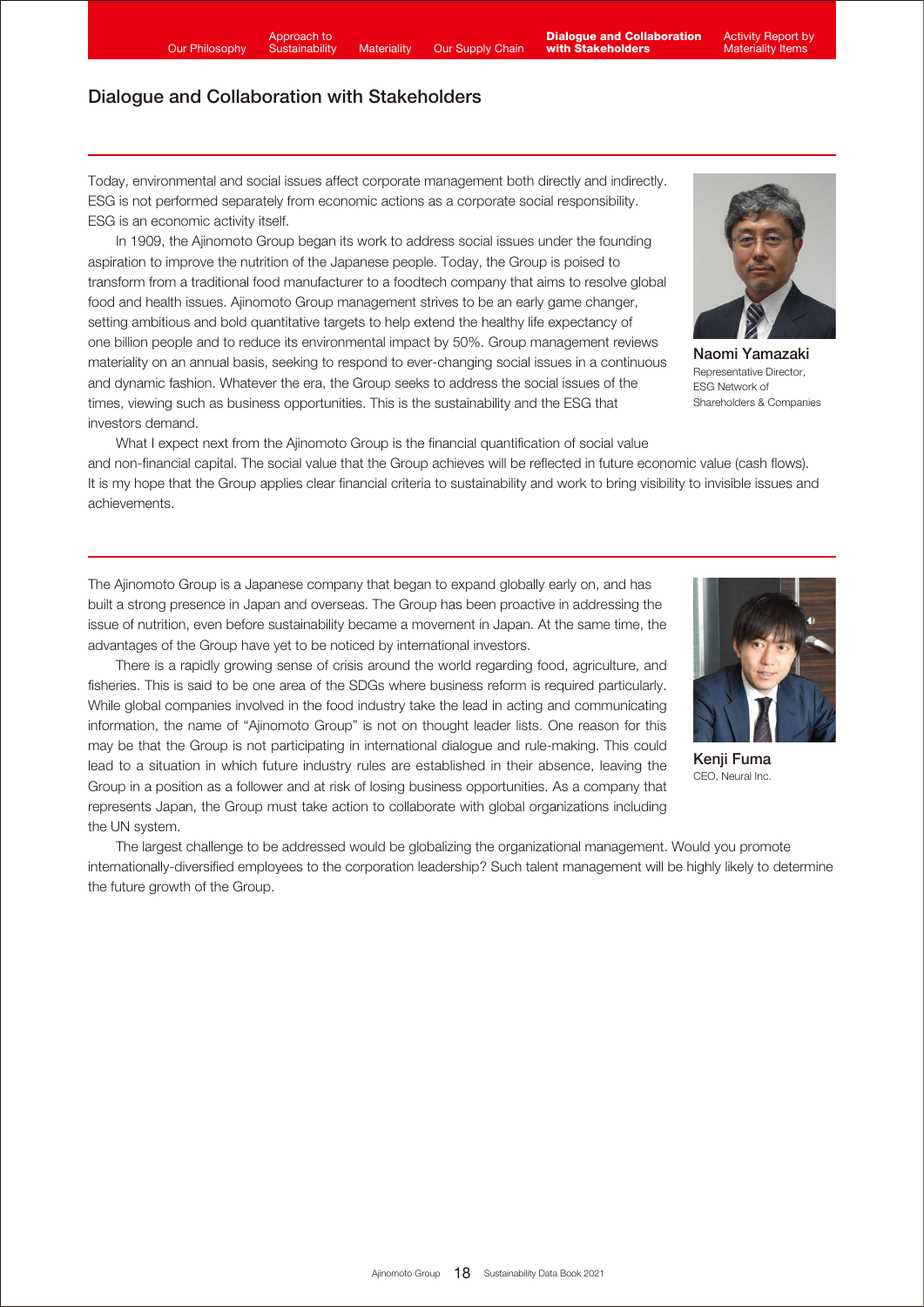## Dialogue and Collaboration with Stakeholders

Today, environmental and social issues affect corporate management both directly and indirectly. ESG is not performed separately from economic actions as a corporate social responsibility. ESG is an economic activity itself.

In 1909, the Ajinomoto Group began its work to address social issues under the founding aspiration to improve the nutrition of the Japanese people. Today, the Group is poised to transform from a traditional food manufacturer to a foodtech company that aims to resolve global food and health issues. Ajinomoto Group management strives to be an early game changer, setting ambitious and bold quantitative targets to help extend the healthy life expectancy of one billion people and to reduce its environmental impact by 50%. Group management reviews materiality on an annual basis, seeking to respond to ever-changing social issues in a continuous and dynamic fashion. Whatever the era, the Group seeks to address the social issues of the times, viewing such as business opportunities. This is the sustainability and the ESG that investors demand.

What I expect next from the Ajinomoto Group is the financial quantification of social value and non-financial capital. The social value that the Group achieves will be reflected in future economic value (cash flows). It is my hope that the Group applies clear financial criteria to sustainability and work to bring visibility to invisible issues and achievements.

**Naomi Yamazaki**
Representative Director,
ESG Network of
Shareholders & Companies

---

The Ajinomoto Group is a Japanese company that began to expand globally early on, and has built a strong presence in Japan and overseas. The Group has been proactive in addressing the issue of nutrition, even before sustainability became a movement in Japan. At the same time, the advantages of the Group have yet to be noticed by international investors.

There is a rapidly growing sense of crisis around the world regarding food, agriculture, and fisheries. This is said to be one area of the SDGs where business reform is required particularly. While global companies involved in the food industry take the lead in acting and communicating information, the name of "Ajinomoto Group" is not on thought leader lists. One reason for this may be that the Group is not participating in international dialogue and rule-making. This could lead to a situation in which future industry rules are established in their absence, leaving the Group in a position as a follower and at risk of losing business opportunities. As a company that represents Japan, the Group must take action to collaborate with global organizations including the UN system.

The largest challenge to be addressed would be globalizing the organizational management. Would you promote internationally-diversified employees to the corporation leadership? Such talent management will be highly likely to determine the future growth of the Group.

**Kenji Fuma**
CEO, Neural Inc.